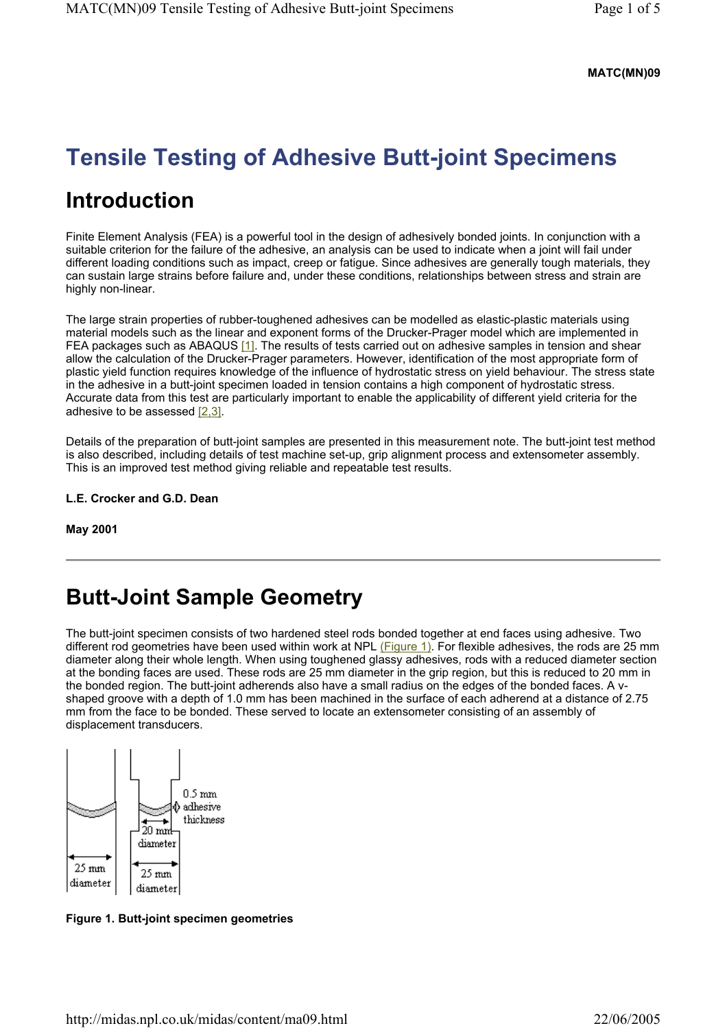**MATC(MN)09**

# Tensile Testing of Adhesive Butt-joint Specimens

## Introduction

Finite Element Analysis (FEA) is a powerful tool in the design of adhesively bonded joints. In conjunction with a suitable criterion for the failure of the adhesive, an analysis can be used to indicate when a joint will fail under different loading conditions such as impact, creep or fatigue. Since adhesives are generally tough materials, they can sustain large strains before failure and, under these conditions, relationships between stress and strain are highly non-linear.

The large strain properties of rubber-toughened adhesives can be modelled as elastic-plastic materials using material models such as the linear and exponent forms of the Drucker-Prager model which are implemented in FEA packages such as ABAQUS [1]. The results of tests carried out on adhesive samples in tension and shear allow the calculation of the Drucker-Prager parameters. However, identification of the most appropriate form of plastic yield function requires knowledge of the influence of hydrostatic stress on yield behaviour. The stress state in the adhesive in a butt-joint specimen loaded in tension contains a high component of hydrostatic stress. Accurate data from this test are particularly important to enable the applicability of different yield criteria for the adhesive to be assessed [2,3].

Details of the preparation of butt-joint samples are presented in this measurement note. The butt-joint test method is also described, including details of test machine set-up, grip alignment process and extensometer assembly. This is an improved test method giving reliable and repeatable test results.

**L.E. Crocker and G.D. Dean**

**May 2001**

---

# Butt-Joint Sample Geometry

The butt-joint specimen consists of two hardened steel rods bonded together at end faces using adhesive. Two different rod geometries have been used within work at NPL (Figure 1). For flexible adhesives, the rods are 25 mm diameter along their whole length. When using toughened glassy adhesives, rods with a reduced diameter section at the bonding faces are used. These rods are 25 mm diameter in the grip region, but this is reduced to 20 mm in the bonded region. The butt-joint adherends also have a small radius on the edges of the bonded faces. A v-shaped groove with a depth of 1.0 mm has been machined in the surface of each adherend at a distance of 2.75 mm from the face to be bonded. These served to locate an extensometer consisting of an assembly of displacement transducers.

25 mm diameter | 0.5 mm adhesive thickness | 20 mm diameter | 25 mm diameter

**Figure 1. Butt-joint specimen geometries**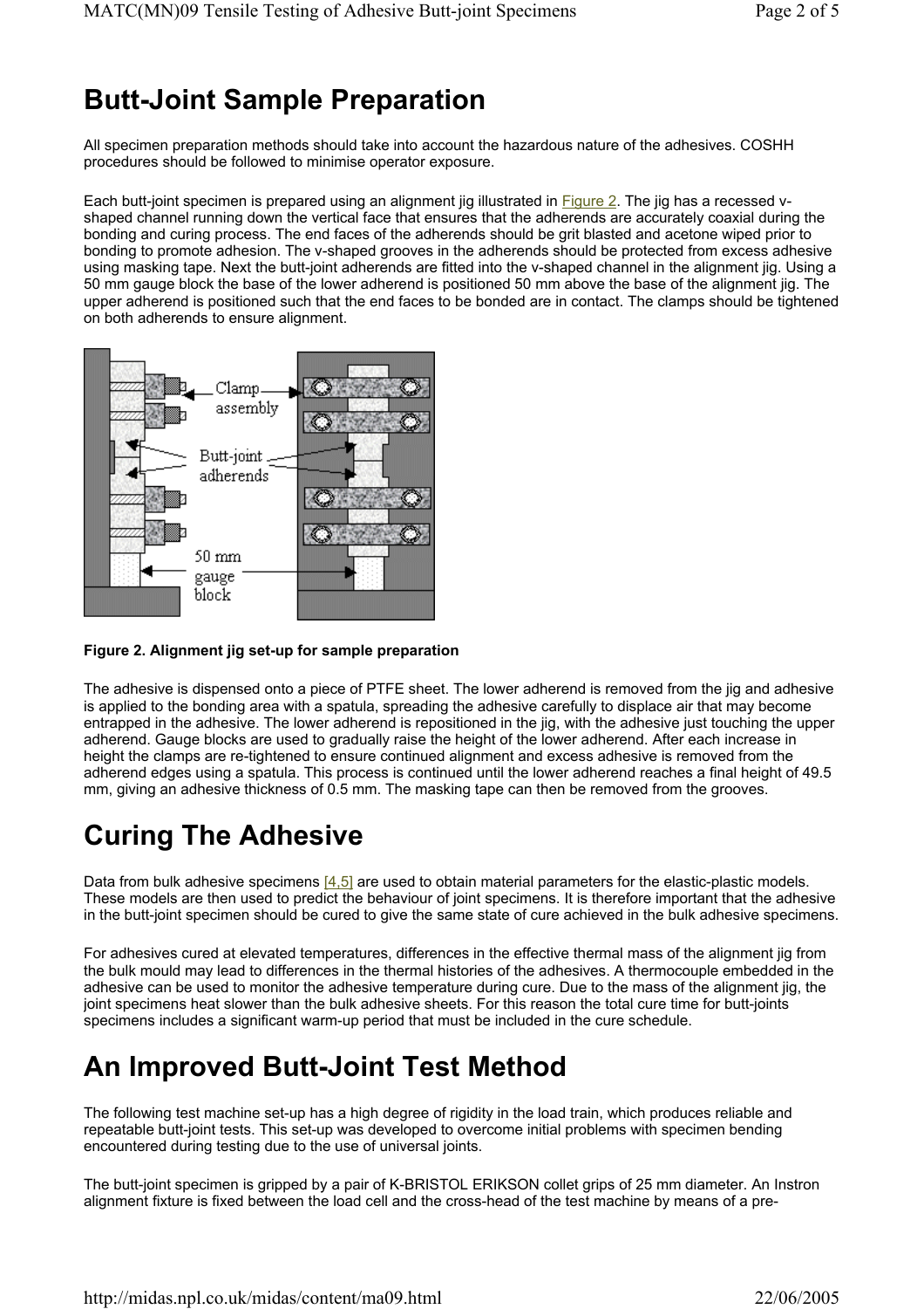# Butt-Joint Sample Preparation

All specimen preparation methods should take into account the hazardous nature of the adhesives. COSHH procedures should be followed to minimise operator exposure.

Each butt-joint specimen is prepared using an alignment jig illustrated in Figure 2. The jig has a recessed v-shaped channel running down the vertical face that ensures that the adherends are accurately coaxial during the bonding and curing process. The end faces of the adherends should be grit blasted and acetone wiped prior to bonding to promote adhesion. The v-shaped grooves in the adherends should be protected from excess adhesive using masking tape. Next the butt-joint adherends are fitted into the v-shaped channel in the alignment jig. Using a 50 mm gauge block the base of the lower adherend is positioned 50 mm above the base of the alignment jig. The upper adherend is positioned such that the end faces to be bonded are in contact. The clamps should be tightened on both adherends to ensure alignment.

**Figure 2. Alignment jig set-up for sample preparation**

The adhesive is dispensed onto a piece of PTFE sheet. The lower adherend is removed from the jig and adhesive is applied to the bonding area with a spatula, spreading the adhesive carefully to displace air that may become entrapped in the adhesive. The lower adherend is repositioned in the jig, with the adhesive just touching the upper adherend. Gauge blocks are used to gradually raise the height of the lower adherend. After each increase in height the clamps are re-tightened to ensure continued alignment and excess adhesive is removed from the adherend edges using a spatula. This process is continued until the lower adherend reaches a final height of 49.5 mm, giving an adhesive thickness of 0.5 mm. The masking tape can then be removed from the grooves.

# Curing The Adhesive

Data from bulk adhesive specimens [4,5] are used to obtain material parameters for the elastic-plastic models. These models are then used to predict the behaviour of joint specimens. It is therefore important that the adhesive in the butt-joint specimen should be cured to give the same state of cure achieved in the bulk adhesive specimens.

For adhesives cured at elevated temperatures, differences in the effective thermal mass of the alignment jig from the bulk mould may lead to differences in the thermal histories of the adhesives. A thermocouple embedded in the adhesive can be used to monitor the adhesive temperature during cure. Due to the mass of the alignment jig, the joint specimens heat slower than the bulk adhesive sheets. For this reason the total cure time for butt-joints specimens includes a significant warm-up period that must be included in the cure schedule.

# An Improved Butt-Joint Test Method

The following test machine set-up has a high degree of rigidity in the load train, which produces reliable and repeatable butt-joint tests. This set-up was developed to overcome initial problems with specimen bending encountered during testing due to the use of universal joints.

The butt-joint specimen is gripped by a pair of K-BRISTOL ERIKSON collet grips of 25 mm diameter. An Instron alignment fixture is fixed between the load cell and the cross-head of the test machine by means of a pre-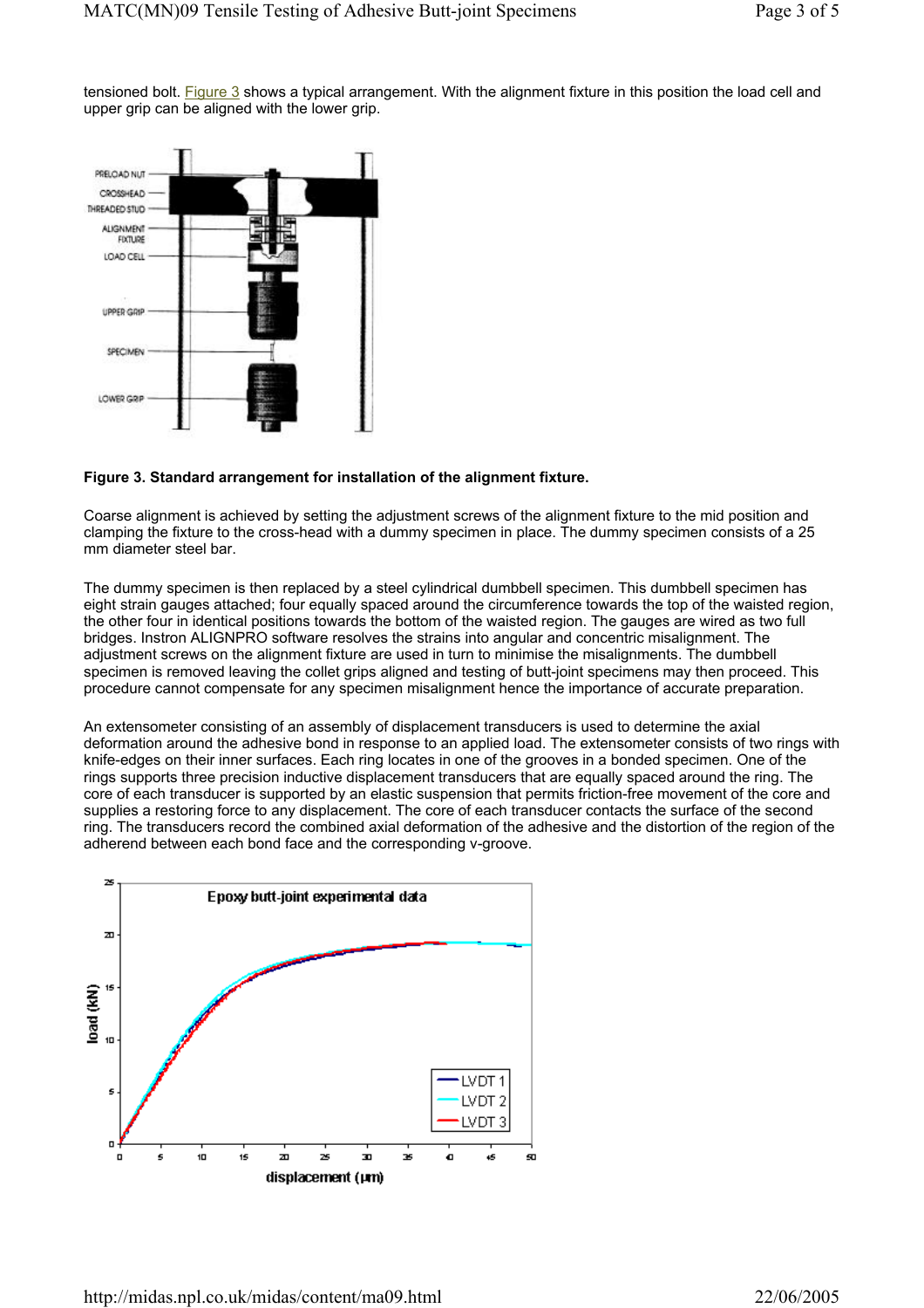tensioned bolt. Figure 3 shows a typical arrangement. With the alignment fixture in this position the load cell and upper grip can be aligned with the lower grip.

**Figure 3. Standard arrangement for installation of the alignment fixture.**

Coarse alignment is achieved by setting the adjustment screws of the alignment fixture to the mid position and clamping the fixture to the cross-head with a dummy specimen in place. The dummy specimen consists of a 25 mm diameter steel bar.

The dummy specimen is then replaced by a steel cylindrical dumbbell specimen. This dumbbell specimen has eight strain gauges attached; four equally spaced around the circumference towards the top of the waisted region, the other four in identical positions towards the bottom of the waisted region. The gauges are wired as two full bridges. Instron ALIGNPRO software resolves the strains into angular and concentric misalignment. The adjustment screws on the alignment fixture are used in turn to minimise the misalignments. The dumbbell specimen is removed leaving the collet grips aligned and testing of butt-joint specimens may then proceed. This procedure cannot compensate for any specimen misalignment hence the importance of accurate preparation.

An extensometer consisting of an assembly of displacement transducers is used to determine the axial deformation around the adhesive bond in response to an applied load. The extensometer consists of two rings with knife-edges on their inner surfaces. Each ring locates in one of the grooves in a bonded specimen. One of the rings supports three precision inductive displacement transducers that are equally spaced around the ring. The core of each transducer is supported by an elastic suspension that permits friction-free movement of the core and supplies a restoring force to any displacement. The core of each transducer contacts the surface of the second ring. The transducers record the combined axial deformation of the adhesive and the distortion of the region of the adherend between each bond face and the corresponding v-groove.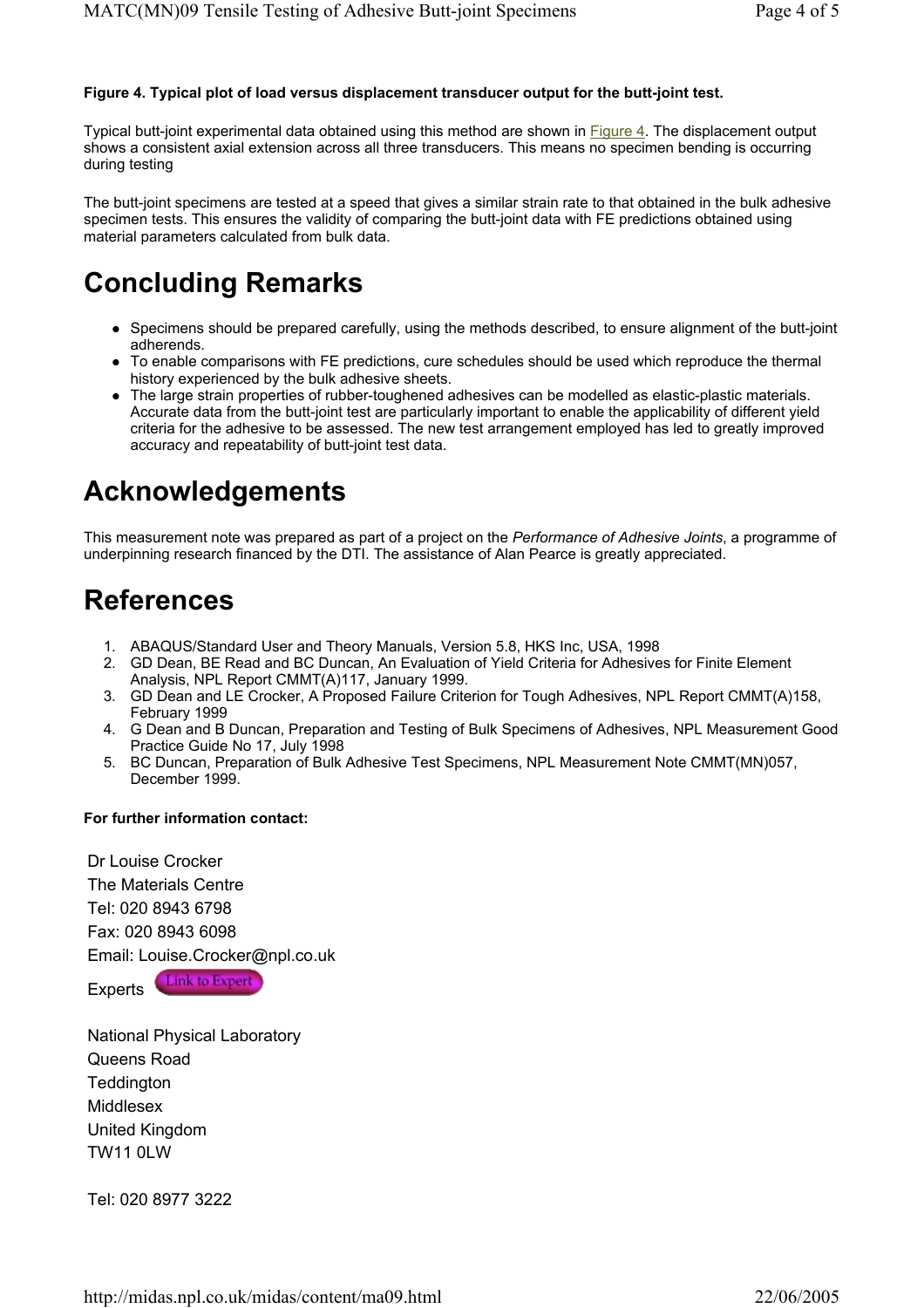**Figure 4. Typical plot of load versus displacement transducer output for the butt-joint test.**

Typical butt-joint experimental data obtained using this method are shown in Figure 4. The displacement output shows a consistent axial extension across all three transducers. This means no specimen bending is occurring during testing

The butt-joint specimens are tested at a speed that gives a similar strain rate to that obtained in the bulk adhesive specimen tests. This ensures the validity of comparing the butt-joint data with FE predictions obtained using material parameters calculated from bulk data.

# Concluding Remarks

- Specimens should be prepared carefully, using the methods described, to ensure alignment of the butt-joint adherends.
- To enable comparisons with FE predictions, cure schedules should be used which reproduce the thermal history experienced by the bulk adhesive sheets.
- The large strain properties of rubber-toughened adhesives can be modelled as elastic-plastic materials. Accurate data from the butt-joint test are particularly important to enable the applicability of different yield criteria for the adhesive to be assessed. The new test arrangement employed has led to greatly improved accuracy and repeatability of butt-joint test data.

# Acknowledgements

This measurement note was prepared as part of a project on the *Performance of Adhesive Joints*, a programme of underpinning research financed by the DTI. The assistance of Alan Pearce is greatly appreciated.

# References

1. ABAQUS/Standard User and Theory Manuals, Version 5.8, HKS Inc, USA, 1998
2. GD Dean, BE Read and BC Duncan, An Evaluation of Yield Criteria for Adhesives for Finite Element Analysis, NPL Report CMMT(A)117, January 1999.
3. GD Dean and LE Crocker, A Proposed Failure Criterion for Tough Adhesives, NPL Report CMMT(A)158, February 1999
4. G Dean and B Duncan, Preparation and Testing of Bulk Specimens of Adhesives, NPL Measurement Good Practice Guide No 17, July 1998
5. BC Duncan, Preparation of Bulk Adhesive Test Specimens, NPL Measurement Note CMMT(MN)057, December 1999.

**For further information contact:**

Dr Louise Crocker
The Materials Centre
Tel: 020 8943 6798
Fax: 020 8943 6098
Email: Louise.Crocker@npl.co.uk

Experts Link to Expert

National Physical Laboratory
Queens Road
Teddington
Middlesex
United Kingdom
TW11 0LW

Tel: 020 8977 3222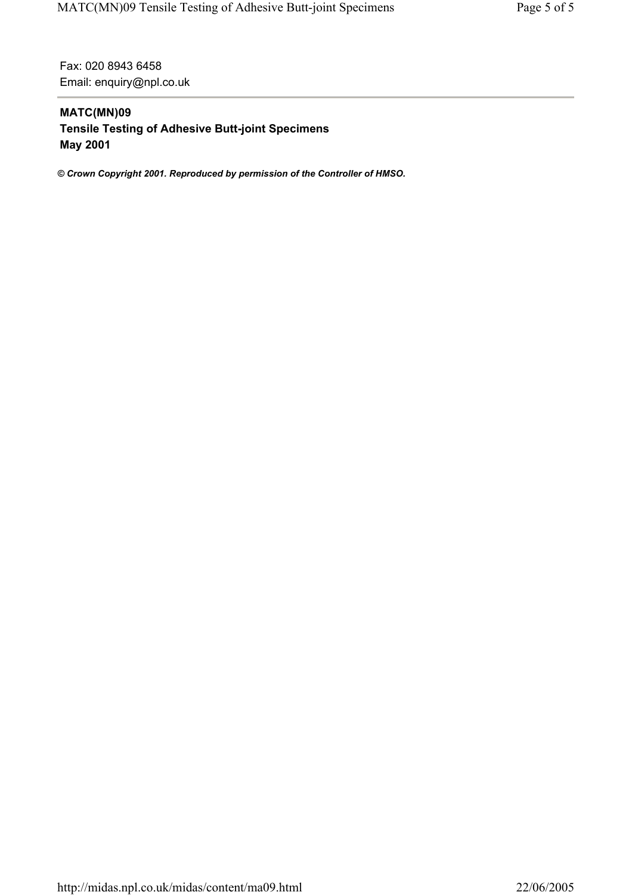Fax: 020 8943 6458
Email: enquiry@npl.co.uk

---

**MATC(MN)09**
**Tensile Testing of Adhesive Butt-joint Specimens**
**May 2001**

***© Crown Copyright 2001. Reproduced by permission of the Controller of HMSO.***